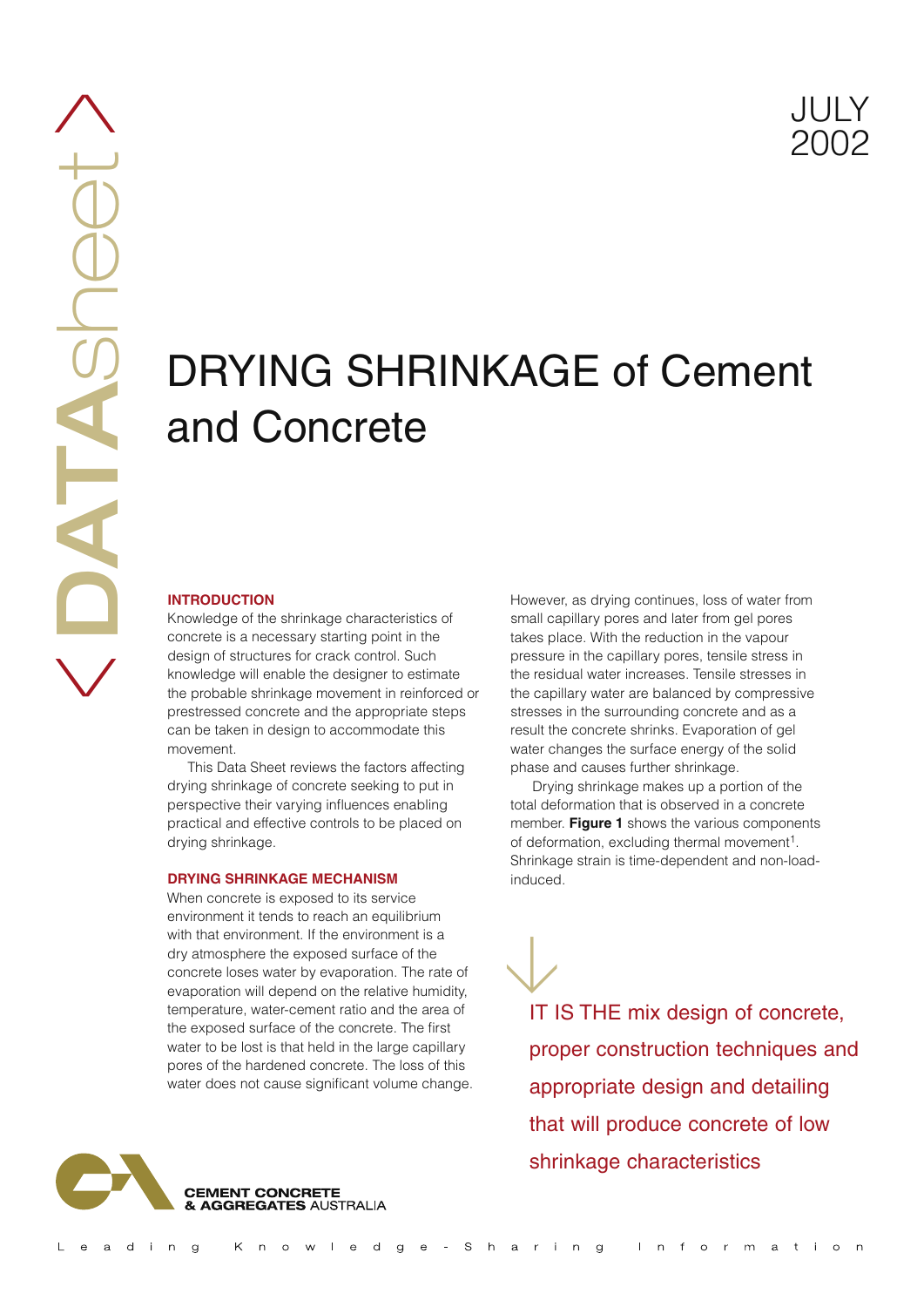JULY 2002

# DRYING SHRINKAGE of Cement and Concrete

## INTRODUCTION

Knowledge of the shrinkage characteristics of concrete is a necessary starting point in the design of structures for crack control. Such knowledge will enable the designer to estimate the probable shrinkage movement in reinforced or prestressed concrete and the appropriate steps can be taken in design to accommodate this movement.

This Data Sheet reviews the factors affecting drying shrinkage of concrete seeking to put in perspective their varying influences enabling practical and effective controls to be placed on drying shrinkage.

## DRYING SHRINKAGE MECHANISM

When concrete is exposed to its service environment it tends to reach an equilibrium with that environment. If the environment is a dry atmosphere the exposed surface of the concrete loses water by evaporation. The rate of evaporation will depend on the relative humidity, temperature, water-cement ratio and the area of the exposed surface of the concrete. The first water to be lost is that held in the large capillary pores of the hardened concrete. The loss of this water does not cause significant volume change. However, as drying continues, loss of water from small capillary pores and later from gel pores takes place. With the reduction in the vapour pressure in the capillary pores, tensile stress in the residual water increases. Tensile stresses in the capillary water are balanced by compressive stresses in the surrounding concrete and as a result the concrete shrinks. Evaporation of gel water changes the surface energy of the solid phase and causes further shrinkage.

Drying shrinkage makes up a portion of the total deformation that is observed in a concrete member. **Figure 1** shows the various components of deformation, excluding thermal movement[1]. Shrinkage strain is time-dependent and non-load-induced.

IT IS THE mix design of concrete, proper construction techniques and appropriate design and detailing that will produce concrete of low shrinkage characteristics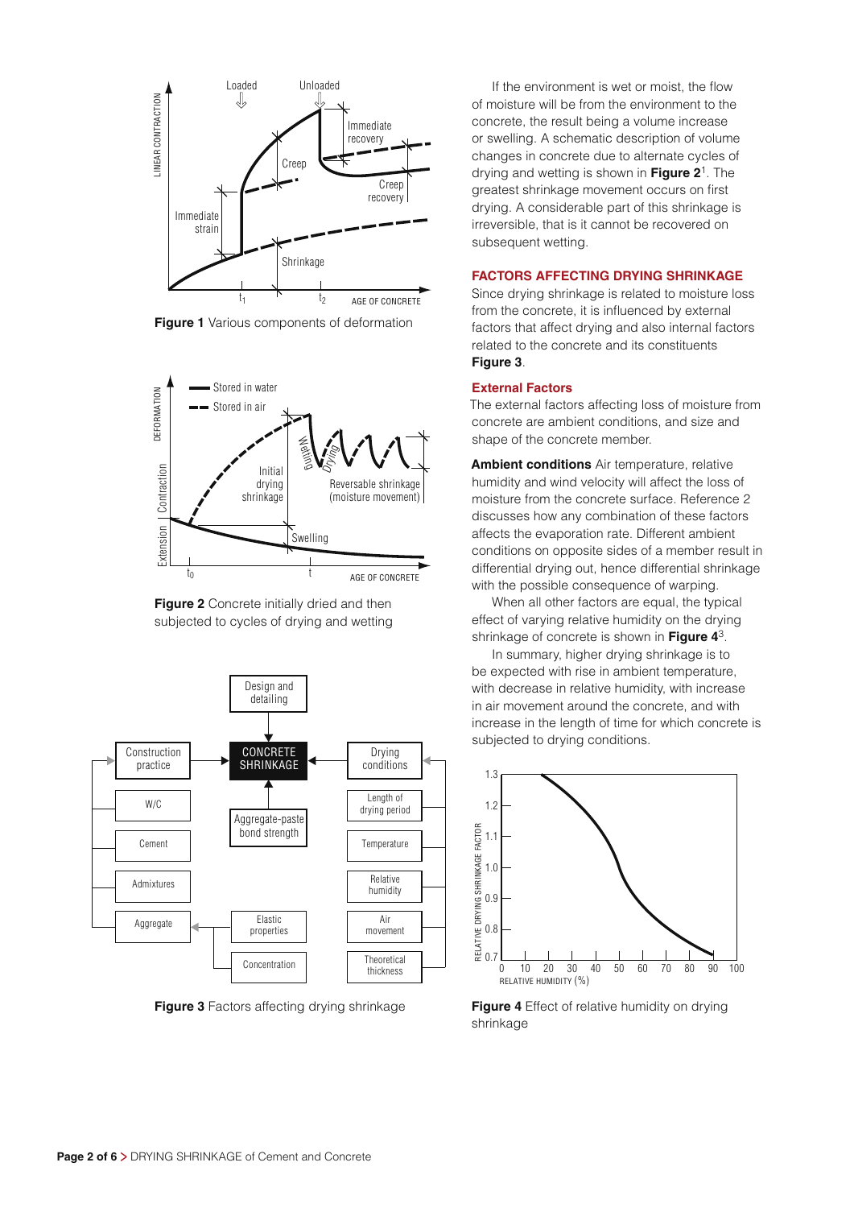LINEAR CONTRACTION

Loaded

Unloaded

Immediate recovery

Creep

Creep recovery

Immediate strain

Shrinkage

$t_1$

$t_2$

AGE OF CONCRETE

**Figure 1** Various components of deformation

DEFORMATION

Stored in water

Stored in air

Contraction

Extension

Initial drying shrinkage

Wetting

Drying

Reversable shrinkage (moisture movement)

Swelling

$t_0$

t

AGE OF CONCRETE

**Figure 2** Concrete initially dried and then subjected to cycles of drying and wetting

Design and detailing

Construction practice

CONCRETE SHRINKAGE

Drying conditions

W/C

Length of drying period

Aggregate-paste bond strength

Cement

Temperature

Admixtures

Relative humidity

Aggregate

Elastic properties

Air movement

Concentration

Theoretical thickness

**Figure 3** Factors affecting drying shrinkage

If the environment is wet or moist, the flow of moisture will be from the environment to the concrete, the result being a volume increase or swelling. A schematic description of volume changes in concrete due to alternate cycles of drying and wetting is shown in **Figure 2**[1]. The greatest shrinkage movement occurs on first drying. A considerable part of this shrinkage is irreversible, that is it cannot be recovered on subsequent wetting.

## FACTORS AFFECTING DRYING SHRINKAGE

Since drying shrinkage is related to moisture loss from the concrete, it is influenced by external factors that affect drying and also internal factors related to the concrete and its constituents **Figure 3**.

### External Factors

The external factors affecting loss of moisture from concrete are ambient conditions, and size and shape of the concrete member.

**Ambient conditions** Air temperature, relative humidity and wind velocity will affect the loss of moisture from the concrete surface. Reference 2 discusses how any combination of these factors affects the evaporation rate. Different ambient conditions on opposite sides of a member result in differential drying out, hence differential shrinkage with the possible consequence of warping.

When all other factors are equal, the typical effect of varying relative humidity on the drying shrinkage of concrete is shown in **Figure 4**[3].

In summary, higher drying shrinkage is to be expected with rise in ambient temperature, with decrease in relative humidity, with increase in air movement around the concrete, and with increase in the length of time for which concrete is subjected to drying conditions.

RELATIVE DRYING SHRINKAGE FACTOR

1.3
1.2
1.1
1.0
0.9
0.8
0.7

0 10 20 30 40 50 60 70 80 90 100

RELATIVE HUMIDITY (%)

**Figure 4** Effect of relative humidity on drying shrinkage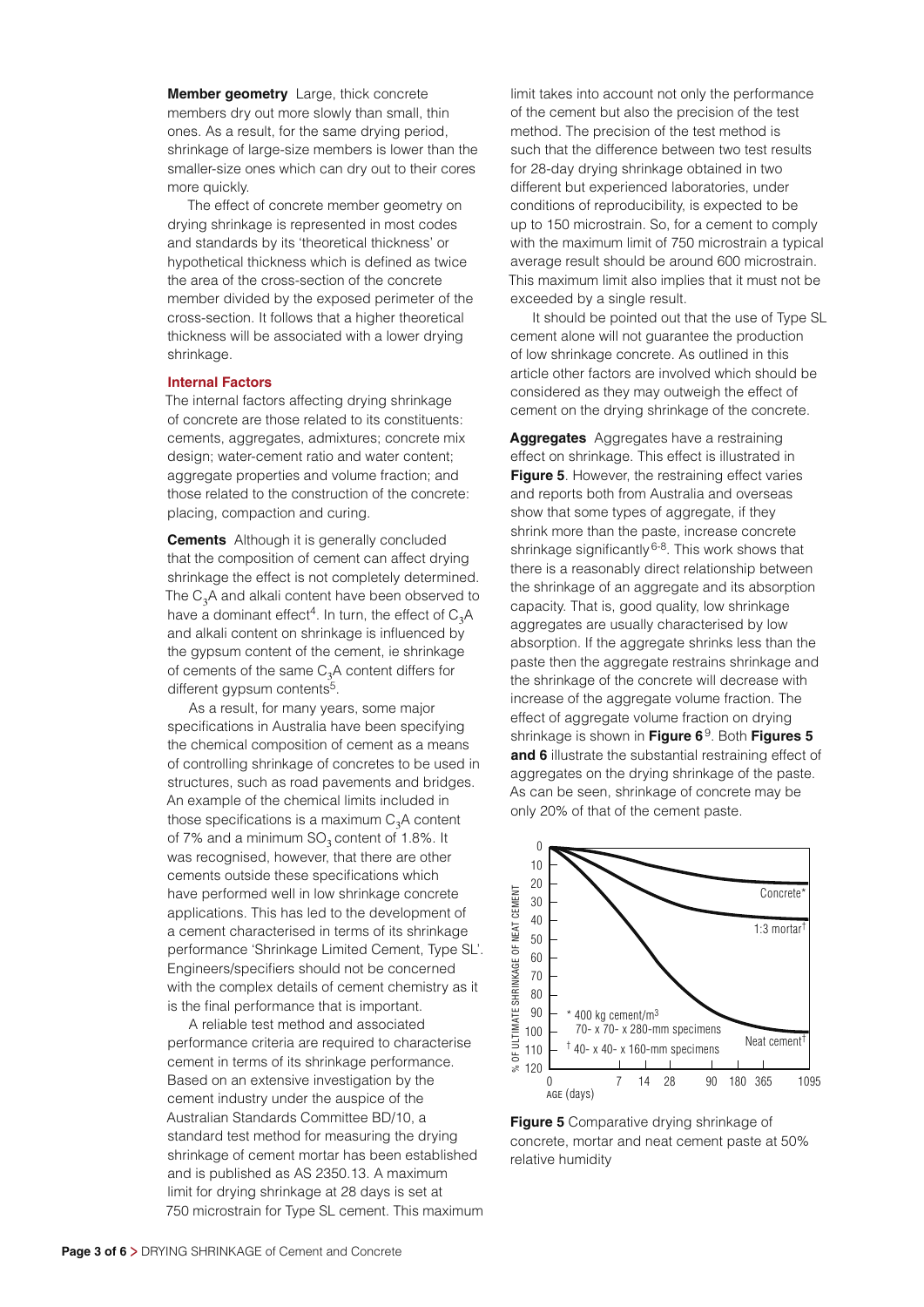**Member geometry** Large, thick concrete members dry out more slowly than small, thin ones. As a result, for the same drying period, shrinkage of large-size members is lower than the smaller-size ones which can dry out to their cores more quickly.

The effect of concrete member geometry on drying shrinkage is represented in most codes and standards by its 'theoretical thickness' or hypothetical thickness which is defined as twice the area of the cross-section of the concrete member divided by the exposed perimeter of the cross-section. It follows that a higher theoretical thickness will be associated with a lower drying shrinkage.

### Internal Factors

The internal factors affecting drying shrinkage of concrete are those related to its constituents: cements, aggregates, admixtures; concrete mix design; water-cement ratio and water content; aggregate properties and volume fraction; and those related to the construction of the concrete: placing, compaction and curing.

**Cements** Although it is generally concluded that the composition of cement can affect drying shrinkage the effect is not completely determined. The $C_3A$ and alkali content have been observed to have a dominant effect[4]. In turn, the effect of $C_3A$ and alkali content on shrinkage is influenced by the gypsum content of the cement, ie shrinkage of cements of the same $C_3A$ content differs for different gypsum contents[5].

As a result, for many years, some major specifications in Australia have been specifying the chemical composition of cement as a means of controlling shrinkage of concretes to be used in structures, such as road pavements and bridges. An example of the chemical limits included in those specifications is a maximum $C_3A$ content of 7% and a minimum $SO_3$ content of 1.8%. It was recognised, however, that there are other cements outside these specifications which have performed well in low shrinkage concrete applications. This has led to the development of a cement characterised in terms of its shrinkage performance 'Shrinkage Limited Cement, Type SL'. Engineers/specifiers should not be concerned with the complex details of cement chemistry as it is the final performance that is important.

A reliable test method and associated performance criteria are required to characterise cement in terms of its shrinkage performance. Based on an extensive investigation by the cement industry under the auspice of the Australian Standards Committee BD/10, a standard test method for measuring the drying shrinkage of cement mortar has been established and is published as AS 2350.13. A maximum limit for drying shrinkage at 28 days is set at 750 microstrain for Type SL cement. This maximum limit takes into account not only the performance of the cement but also the precision of the test method. The precision of the test method is such that the difference between two test results for 28-day drying shrinkage obtained in two different but experienced laboratories, under conditions of reproducibility, is expected to be up to 150 microstrain. So, for a cement to comply with the maximum limit of 750 microstrain a typical average result should be around 600 microstrain. This maximum limit also implies that it must not be exceeded by a single result.

It should be pointed out that the use of Type SL cement alone will not guarantee the production of low shrinkage concrete. As outlined in this article other factors are involved which should be considered as they may outweigh the effect of cement on the drying shrinkage of the concrete.

**Aggregates** Aggregates have a restraining effect on shrinkage. This effect is illustrated in **Figure 5**. However, the restraining effect varies and reports both from Australia and overseas show that some types of aggregate, if they shrink more than the paste, increase concrete shrinkage significantly[6-8]. This work shows that there is a reasonably direct relationship between the shrinkage of an aggregate and its absorption capacity. That is, good quality, low shrinkage aggregates are usually characterised by low absorption. If the aggregate shrinks less than the paste then the aggregate restrains shrinkage and the shrinkage of the concrete will decrease with increase of the aggregate volume fraction. The effect of aggregate volume fraction on drying shrinkage is shown in **Figure 6**[9]. Both **Figures 5 and 6** illustrate the substantial restraining effect of aggregates on the drying shrinkage of the paste. As can be seen, shrinkage of concrete may be only 20% of that of the cement paste.

**Figure 5** Comparative drying shrinkage of concrete, mortar and neat cement paste at 50% relative humidity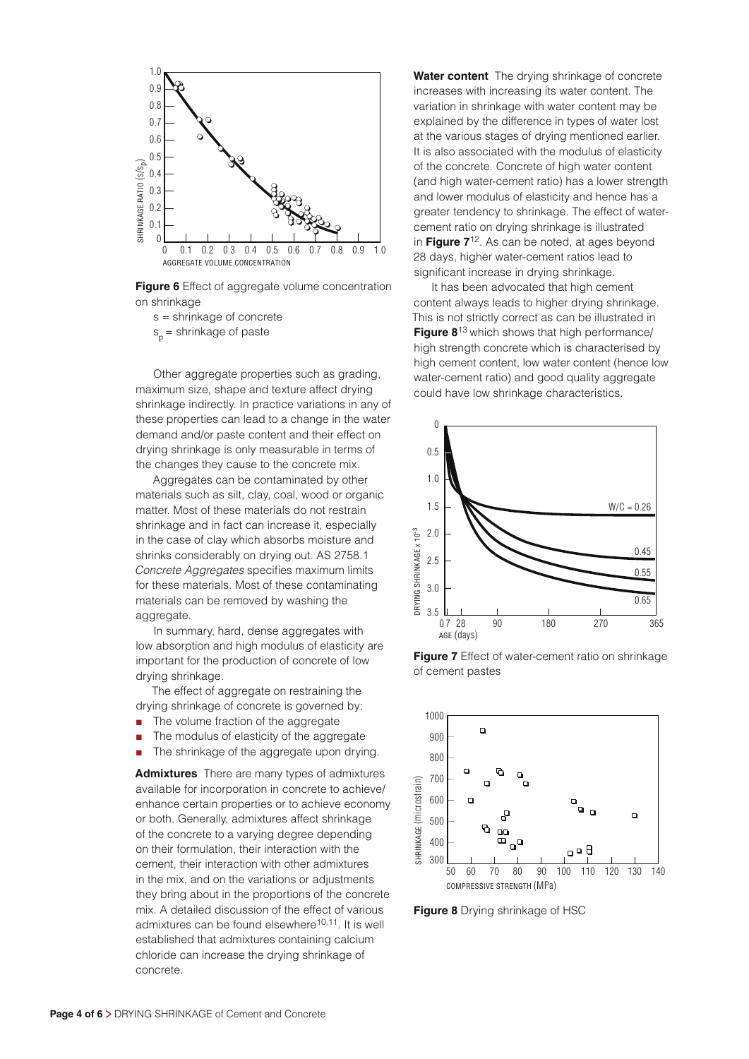1.0
0.9
0.8
0.7
0.6
0.5
0.4
0.3
0.2
0.1
0
SHRINKAGE RATIO ($s/s_p$)
0 0.1 0.2 0.3 0.4 0.5 0.6 0.7 0.8 0.9 1.0
AGGREGATE VOLUME CONCENTRATION

**Figure 6** Effect of aggregate volume concentration on shrinkage

s = shrinkage of concrete

$s_p$ = shrinkage of paste

Other aggregate properties such as grading, maximum size, shape and texture affect drying shrinkage indirectly. In practice variations in any of these properties can lead to a change in the water demand and/or paste content and their effect on drying shrinkage is only measurable in terms of the changes they cause to the concrete mix.

Aggregates can be contaminated by other materials such as silt, clay, coal, wood or organic matter. Most of these materials do not restrain shrinkage and in fact can increase it, especially in the case of clay which absorbs moisture and shrinks considerably on drying out. AS 2758.1 *Concrete Aggregates* specifies maximum limits for these materials. Most of these contaminating materials can be removed by washing the aggregate.

In summary, hard, dense aggregates with low absorption and high modulus of elasticity are important for the production of concrete of low drying shrinkage.

The effect of aggregate on restraining the drying shrinkage of concrete is governed by:

- The volume fraction of the aggregate
- The modulus of elasticity of the aggregate
- The shrinkage of the aggregate upon drying.

**Admixtures** There are many types of admixtures available for incorporation in concrete to achieve/enhance certain properties or to achieve economy or both. Generally, admixtures affect shrinkage of the concrete to a varying degree depending on their formulation, their interaction with the cement, their interaction with other admixtures in the mix, and on the variations or adjustments they bring about in the proportions of the concrete mix. A detailed discussion of the effect of various admixtures can be found elsewhere[10,11]. It is well established that admixtures containing calcium chloride can increase the drying shrinkage of concrete.

**Water content** The drying shrinkage of concrete increases with increasing its water content. The variation in shrinkage with water content may be explained by the difference in types of water lost at the various stages of drying mentioned earlier. It is also associated with the modulus of elasticity of the concrete. Concrete of high water content (and high water-cement ratio) has a lower strength and lower modulus of elasticity and hence has a greater tendency to shrinkage. The effect of water-cement ratio on drying shrinkage is illustrated in **Figure 7**[12]. As can be noted, at ages beyond 28 days, higher water-cement ratios lead to significant increase in drying shrinkage.

It has been advocated that high cement content always leads to higher drying shrinkage. This is not strictly correct as can be illustrated in **Figure 8**[13] which shows that high performance/high strength concrete which is characterised by high cement content, low water content (hence low water-cement ratio) and good quality aggregate could have low shrinkage characteristics.

0
0.5
1.0
1.5
2.0
2.5
3.0
3.5
DRYING SHRINKAGE x $10^{-3}$
W/C = 0.26
0.45
0.55
0.65
0 7 28 90 180 270 365
AGE (days)

**Figure 7** Effect of water-cement ratio on shrinkage of cement pastes

1000
900
800
700
600
500
400
300
SHRINKAGE (microstrain)
50 60 70 80 90 100 110 120 130 140
COMPRESSIVE STRENGTH (MPa)

**Figure 8** Drying shrinkage of HSC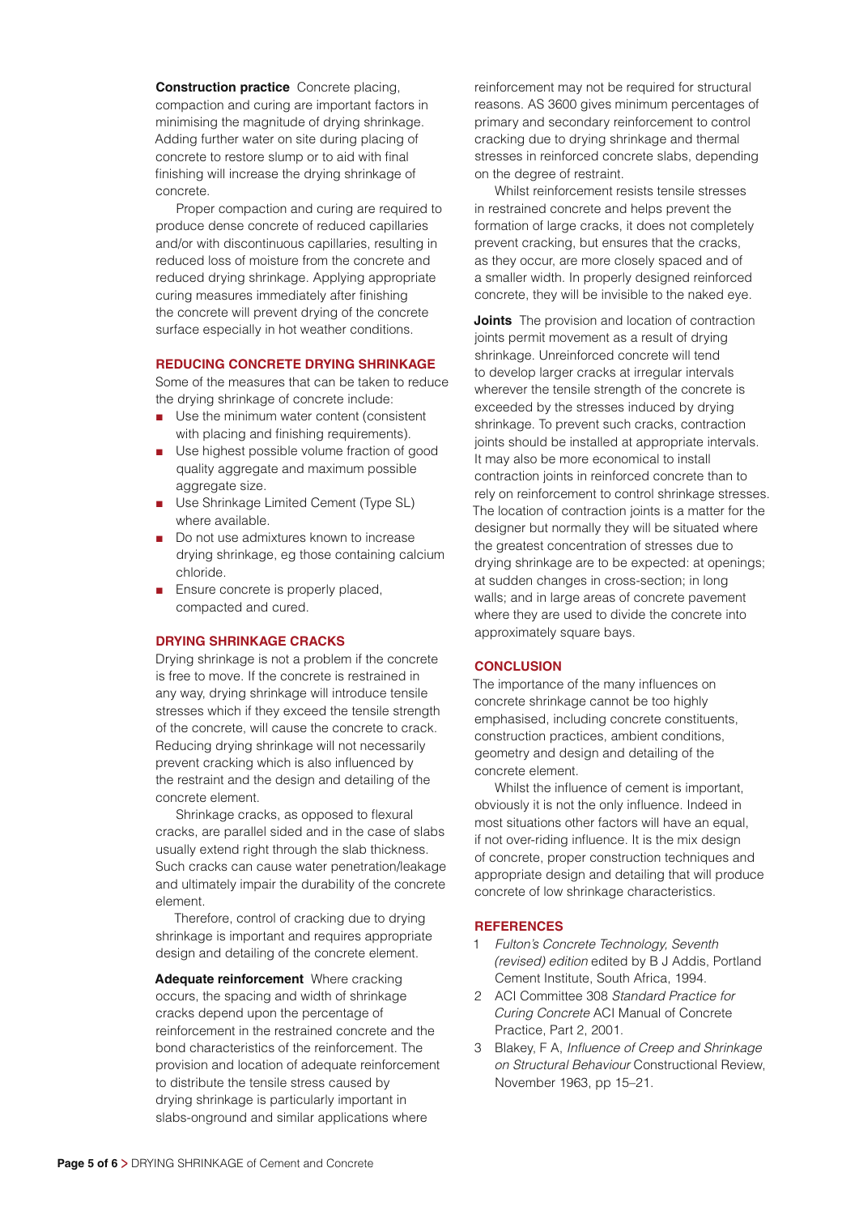**Construction practice** Concrete placing, compaction and curing are important factors in minimising the magnitude of drying shrinkage. Adding further water on site during placing of concrete to restore slump or to aid with final finishing will increase the drying shrinkage of concrete.

Proper compaction and curing are required to produce dense concrete of reduced capillaries and/or with discontinuous capillaries, resulting in reduced loss of moisture from the concrete and reduced drying shrinkage. Applying appropriate curing measures immediately after finishing the concrete will prevent drying of the concrete surface especially in hot weather conditions.

## REDUCING CONCRETE DRYING SHRINKAGE

Some of the measures that can be taken to reduce the drying shrinkage of concrete include:

- Use the minimum water content (consistent with placing and finishing requirements).
- Use highest possible volume fraction of good quality aggregate and maximum possible aggregate size.
- Use Shrinkage Limited Cement (Type SL) where available.
- Do not use admixtures known to increase drying shrinkage, eg those containing calcium chloride.
- Ensure concrete is properly placed, compacted and cured.

## DRYING SHRINKAGE CRACKS

Drying shrinkage is not a problem if the concrete is free to move. If the concrete is restrained in any way, drying shrinkage will introduce tensile stresses which if they exceed the tensile strength of the concrete, will cause the concrete to crack. Reducing drying shrinkage will not necessarily prevent cracking which is also influenced by the restraint and the design and detailing of the concrete element.

Shrinkage cracks, as opposed to flexural cracks, are parallel sided and in the case of slabs usually extend right through the slab thickness. Such cracks can cause water penetration/leakage and ultimately impair the durability of the concrete element.

Therefore, control of cracking due to drying shrinkage is important and requires appropriate design and detailing of the concrete element.

**Adequate reinforcement** Where cracking occurs, the spacing and width of shrinkage cracks depend upon the percentage of reinforcement in the restrained concrete and the bond characteristics of the reinforcement. The provision and location of adequate reinforcement to distribute the tensile stress caused by drying shrinkage is particularly important in slabs-onground and similar applications where reinforcement may not be required for structural reasons. AS 3600 gives minimum percentages of primary and secondary reinforcement to control cracking due to drying shrinkage and thermal stresses in reinforced concrete slabs, depending on the degree of restraint.

Whilst reinforcement resists tensile stresses in restrained concrete and helps prevent the formation of large cracks, it does not completely prevent cracking, but ensures that the cracks, as they occur, are more closely spaced and of a smaller width. In properly designed reinforced concrete, they will be invisible to the naked eye.

**Joints** The provision and location of contraction joints permit movement as a result of drying shrinkage. Unreinforced concrete will tend to develop larger cracks at irregular intervals wherever the tensile strength of the concrete is exceeded by the stresses induced by drying shrinkage. To prevent such cracks, contraction joints should be installed at appropriate intervals. It may also be more economical to install contraction joints in reinforced concrete than to rely on reinforcement to control shrinkage stresses. The location of contraction joints is a matter for the designer but normally they will be situated where the greatest concentration of stresses due to drying shrinkage are to be expected: at openings; at sudden changes in cross-section; in long walls; and in large areas of concrete pavement where they are used to divide the concrete into approximately square bays.

## CONCLUSION

The importance of the many influences on concrete shrinkage cannot be too highly emphasised, including concrete constituents, construction practices, ambient conditions, geometry and design and detailing of the concrete element.

Whilst the influence of cement is important, obviously it is not the only influence. Indeed in most situations other factors will have an equal, if not over-riding influence. It is the mix design of concrete, proper construction techniques and appropriate design and detailing that will produce concrete of low shrinkage characteristics.

## REFERENCES

1. *Fulton's Concrete Technology, Seventh (revised) edition* edited by B J Addis, Portland Cement Institute, South Africa, 1994.
2. ACI Committee 308 *Standard Practice for Curing Concrete* ACI Manual of Concrete Practice, Part 2, 2001.
3. Blakey, F A, *Influence of Creep and Shrinkage on Structural Behaviour* Constructional Review, November 1963, pp 15–21.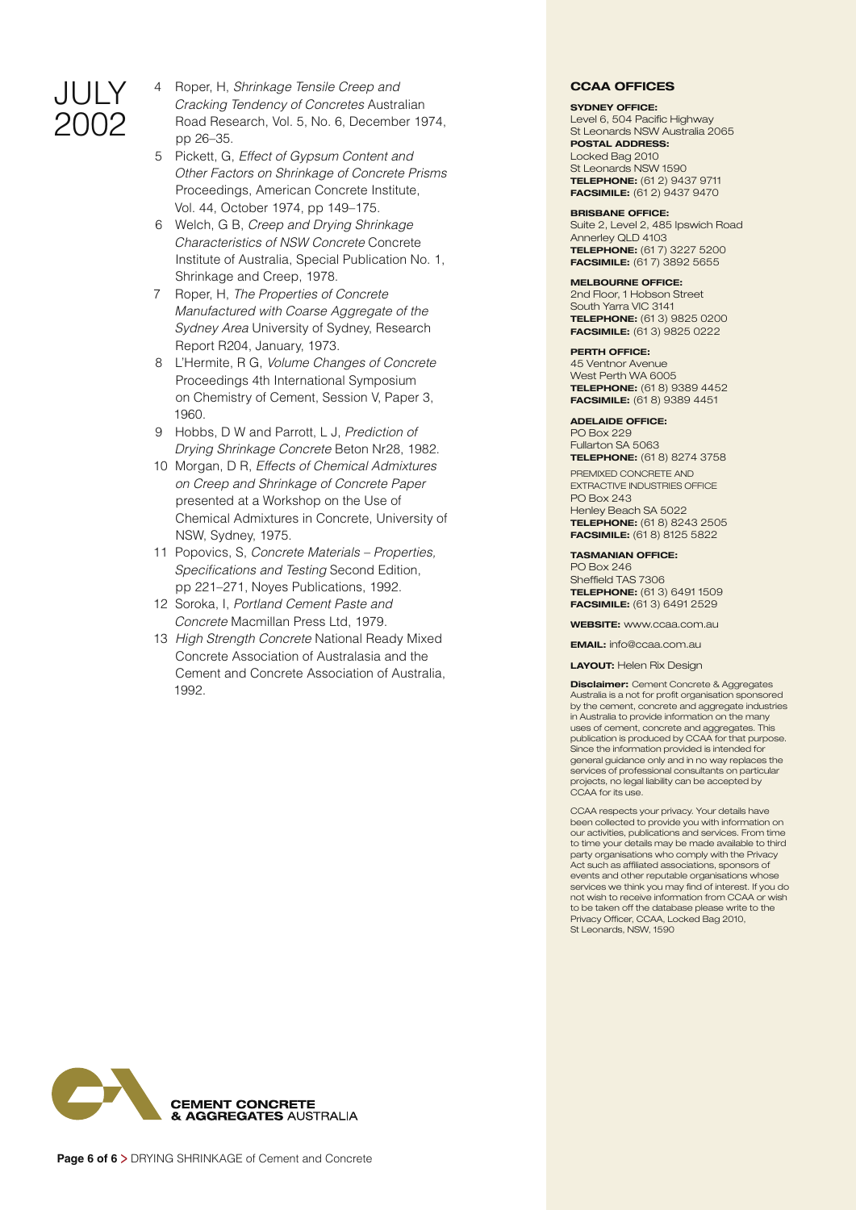JULY 2002

4 Roper, H, *Shrinkage Tensile Creep and Cracking Tendency of Concretes* Australian Road Research, Vol. 5, No. 6, December 1974, pp 26–35.

5 Pickett, G, *Effect of Gypsum Content and Other Factors on Shrinkage of Concrete Prisms* Proceedings, American Concrete Institute, Vol. 44, October 1974, pp 149–175.

6 Welch, G B, *Creep and Drying Shrinkage Characteristics of NSW Concrete* Concrete Institute of Australia, Special Publication No. 1, Shrinkage and Creep, 1978.

7 Roper, H, *The Properties of Concrete Manufactured with Coarse Aggregate of the Sydney Area* University of Sydney, Research Report R204, January, 1973.

8 L'Hermite, R G, *Volume Changes of Concrete* Proceedings 4th International Symposium on Chemistry of Cement, Session V, Paper 3, 1960.

9 Hobbs, D W and Parrott, L J, *Prediction of Drying Shrinkage Concrete* Beton Nr28, 1982.

10 Morgan, D R, *Effects of Chemical Admixtures on Creep and Shrinkage of Concrete Paper* presented at a Workshop on the Use of Chemical Admixtures in Concrete, University of NSW, Sydney, 1975.

11 Popovics, S, *Concrete Materials – Properties, Specifications and Testing* Second Edition, pp 221–271, Noyes Publications, 1992.

12 Soroka, I, *Portland Cement Paste and Concrete* Macmillan Press Ltd, 1979.

13 *High Strength Concrete* National Ready Mixed Concrete Association of Australasia and the Cement and Concrete Association of Australia, 1992.

### CCAA OFFICES

**SYDNEY OFFICE:**
Level 6, 504 Pacific Highway
St Leonards NSW Australia 2065
**POSTAL ADDRESS:**
Locked Bag 2010
St Leonards NSW 1590
**TELEPHONE:** (61 2) 9437 9711
**FACSIMILE:** (61 2) 9437 9470

**BRISBANE OFFICE:**
Suite 2, Level 2, 485 Ipswich Road
Annerley QLD 4103
**TELEPHONE:** (61 7) 3227 5200
**FACSIMILE:** (61 7) 3892 5655

**MELBOURNE OFFICE:**
2nd Floor, 1 Hobson Street
South Yarra VIC 3141
**TELEPHONE:** (61 3) 9825 0200
**FACSIMILE:** (61 3) 9825 0222

**PERTH OFFICE:**
45 Ventnor Avenue
West Perth WA 6005
**TELEPHONE:** (61 8) 9389 4452
**FACSIMILE:** (61 8) 9389 4451

**ADELAIDE OFFICE:**
PO Box 229
Fullarton SA 5063
**TELEPHONE:** (61 8) 8274 3758

PREMIXED CONCRETE AND EXTRACTIVE INDUSTRIES OFFICE
PO Box 243
Henley Beach SA 5022
**TELEPHONE:** (61 8) 8243 2505
**FACSIMILE:** (61 8) 8125 5822

**TASMANIAN OFFICE:**
PO Box 246
Sheffield TAS 7306
**TELEPHONE:** (61 3) 6491 1509
**FACSIMILE:** (61 3) 6491 2529

**WEBSITE:** www.ccaa.com.au

**EMAIL:** info@ccaa.com.au

**LAYOUT:** Helen Rix Design

**Disclaimer:** Cement Concrete & Aggregates Australia is a not for profit organisation sponsored by the cement, concrete and aggregate industries in Australia to provide information on the many uses of cement, concrete and aggregates. This publication is produced by CCAA for that purpose. Since the information provided is intended for general guidance only and in no way replaces the services of professional consultants on particular projects, no legal liability can be accepted by CCAA for its use.

CCAA respects your privacy. Your details have been collected to provide you with information on our activities, publications and services. From time to time your details may be made available to third party organisations who comply with the Privacy Act such as affiliated associations, sponsors of events and other reputable organisations whose services we think you may find of interest. If you do not wish to receive information from CCAA or wish to be taken off the database please write to the Privacy Officer, CCAA, Locked Bag 2010, St Leonards, NSW, 1590

**CEMENT CONCRETE & AGGREGATES** AUSTRALIA